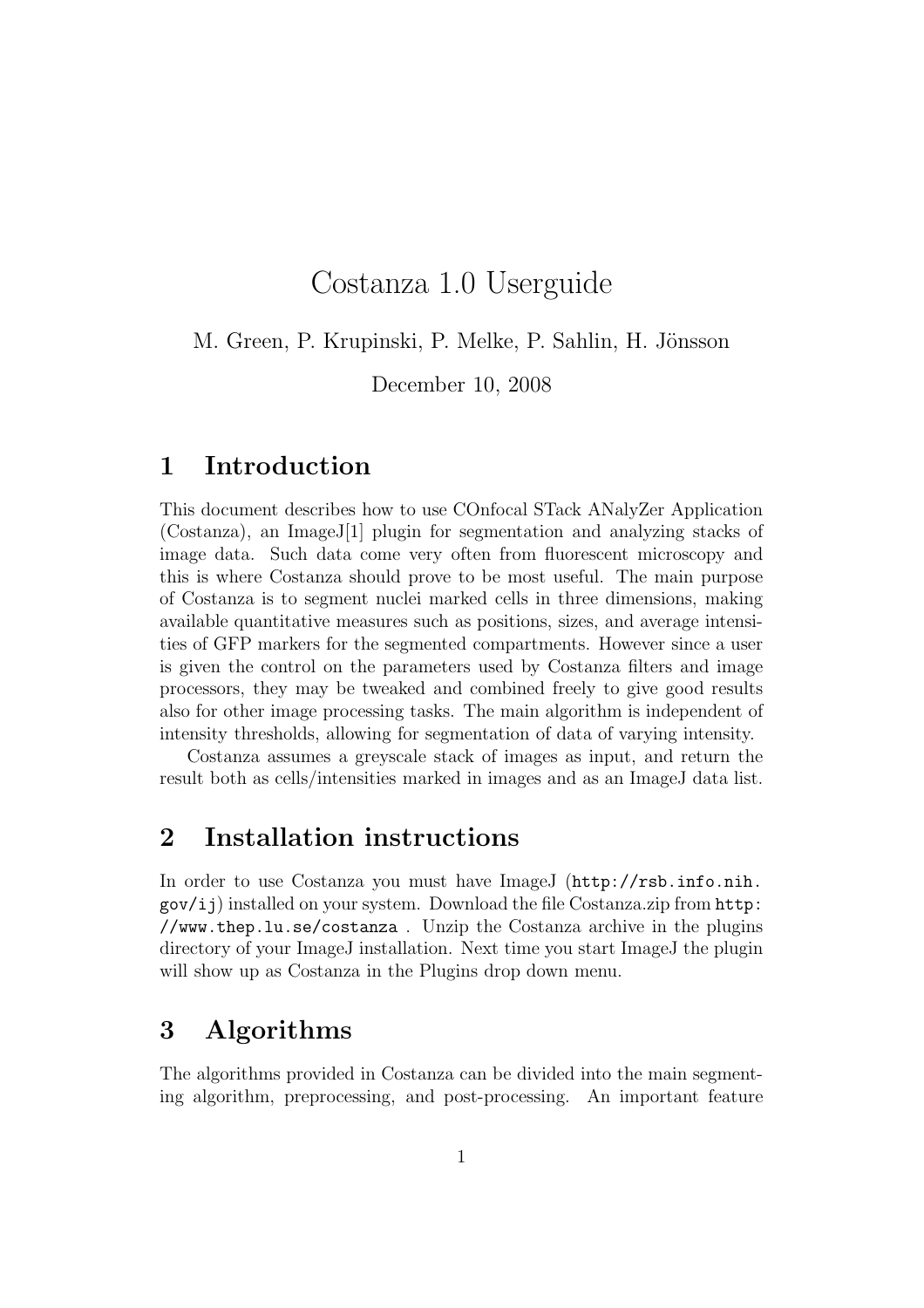# Costanza 1.0 Userguide

M. Green, P. Krupinski, P. Melke, P. Sahlin, H. Jönsson

December 10, 2008

## 1 Introduction

This document describes how to use COnfocal STack ANalyZer Application (Costanza), an ImageJ[1] plugin for segmentation and analyzing stacks of image data. Such data come very often from fluorescent microscopy and this is where Costanza should prove to be most useful. The main purpose of Costanza is to segment nuclei marked cells in three dimensions, making available quantitative measures such as positions, sizes, and average intensities of GFP markers for the segmented compartments. However since a user is given the control on the parameters used by Costanza filters and image processors, they may be tweaked and combined freely to give good results also for other image processing tasks. The main algorithm is independent of intensity thresholds, allowing for segmentation of data of varying intensity.

Costanza assumes a greyscale stack of images as input, and return the result both as cells/intensities marked in images and as an ImageJ data list.

## 2 Installation instructions

In order to use Costanza you must have ImageJ (`http://rsb.info.nih.gov/ij`) installed on your system. Download the file Costanza.zip from `http://www.thep.lu.se/costanza` . Unzip the Costanza archive in the plugins directory of your ImageJ installation. Next time you start ImageJ the plugin will show up as Costanza in the Plugins drop down menu.

## 3 Algorithms

The algorithms provided in Costanza can be divided into the main segmenting algorithm, preprocessing, and post-processing. An important feature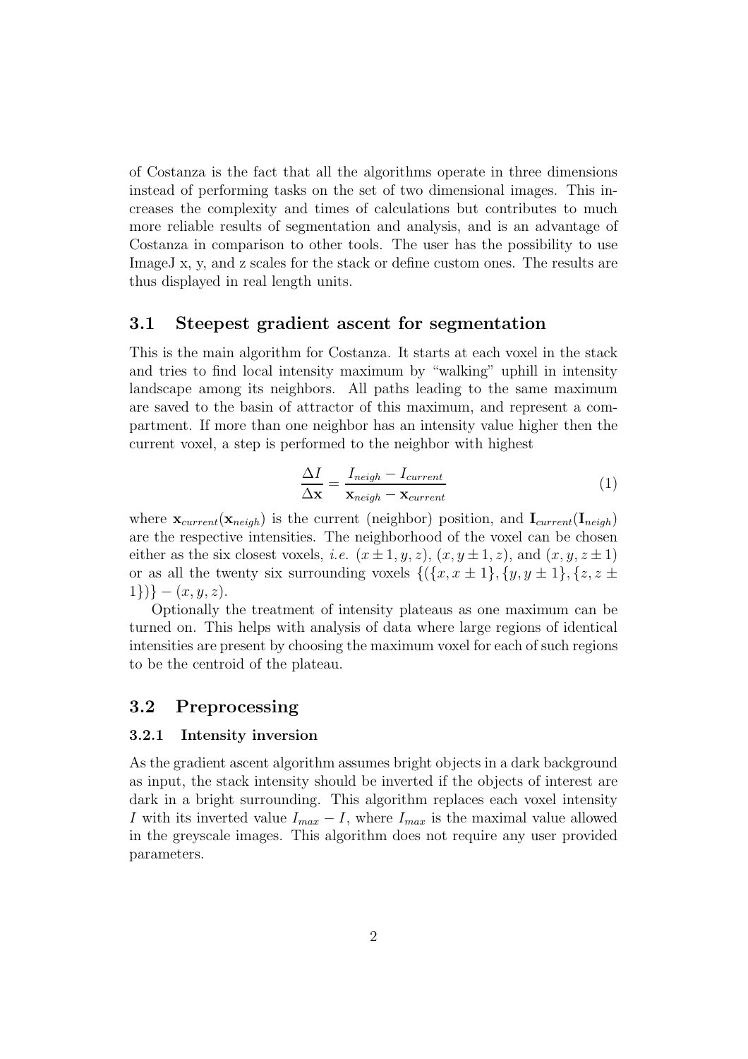of Costanza is the fact that all the algorithms operate in three dimensions instead of performing tasks on the set of two dimensional images. This increases the complexity and times of calculations but contributes to much more reliable results of segmentation and analysis, and is an advantage of Costanza in comparison to other tools. The user has the possibility to use ImageJ x, y, and z scales for the stack or define custom ones. The results are thus displayed in real length units.

## 3.1 Steepest gradient ascent for segmentation

This is the main algorithm for Costanza. It starts at each voxel in the stack and tries to find local intensity maximum by "walking" uphill in intensity landscape among its neighbors. All paths leading to the same maximum are saved to the basin of attractor of this maximum, and represent a compartment. If more than one neighbor has an intensity value higher then the current voxel, a step is performed to the neighbor with highest

$$\frac{\Delta I}{\Delta \mathbf{x}} = \frac{I_{neigh} - I_{current}}{\mathbf{x}_{neigh} - \mathbf{x}_{current}} \tag{1}$$

where $\mathbf{x}_{current}(\mathbf{x}_{neigh})$ is the current (neighbor) position, and $\mathbf{I}_{current}(\mathbf{I}_{neigh})$ are the respective intensities. The neighborhood of the voxel can be chosen either as the six closest voxels, *i.e.* $(x \pm 1, y, z)$, $(x, y \pm 1, z)$, and $(x, y, z \pm 1)$ or as all the twenty six surrounding voxels $\{(\{x, x \pm 1\}, \{y, y \pm 1\}, \{z, z \pm 1\})\} - (x, y, z)$.

Optionally the treatment of intensity plateaus as one maximum can be turned on. This helps with analysis of data where large regions of identical intensities are present by choosing the maximum voxel for each of such regions to be the centroid of the plateau.

## 3.2 Preprocessing

### 3.2.1 Intensity inversion

As the gradient ascent algorithm assumes bright objects in a dark background as input, the stack intensity should be inverted if the objects of interest are dark in a bright surrounding. This algorithm replaces each voxel intensity $I$ with its inverted value $I_{max} - I$, where $I_{max}$ is the maximal value allowed in the greyscale images. This algorithm does not require any user provided parameters.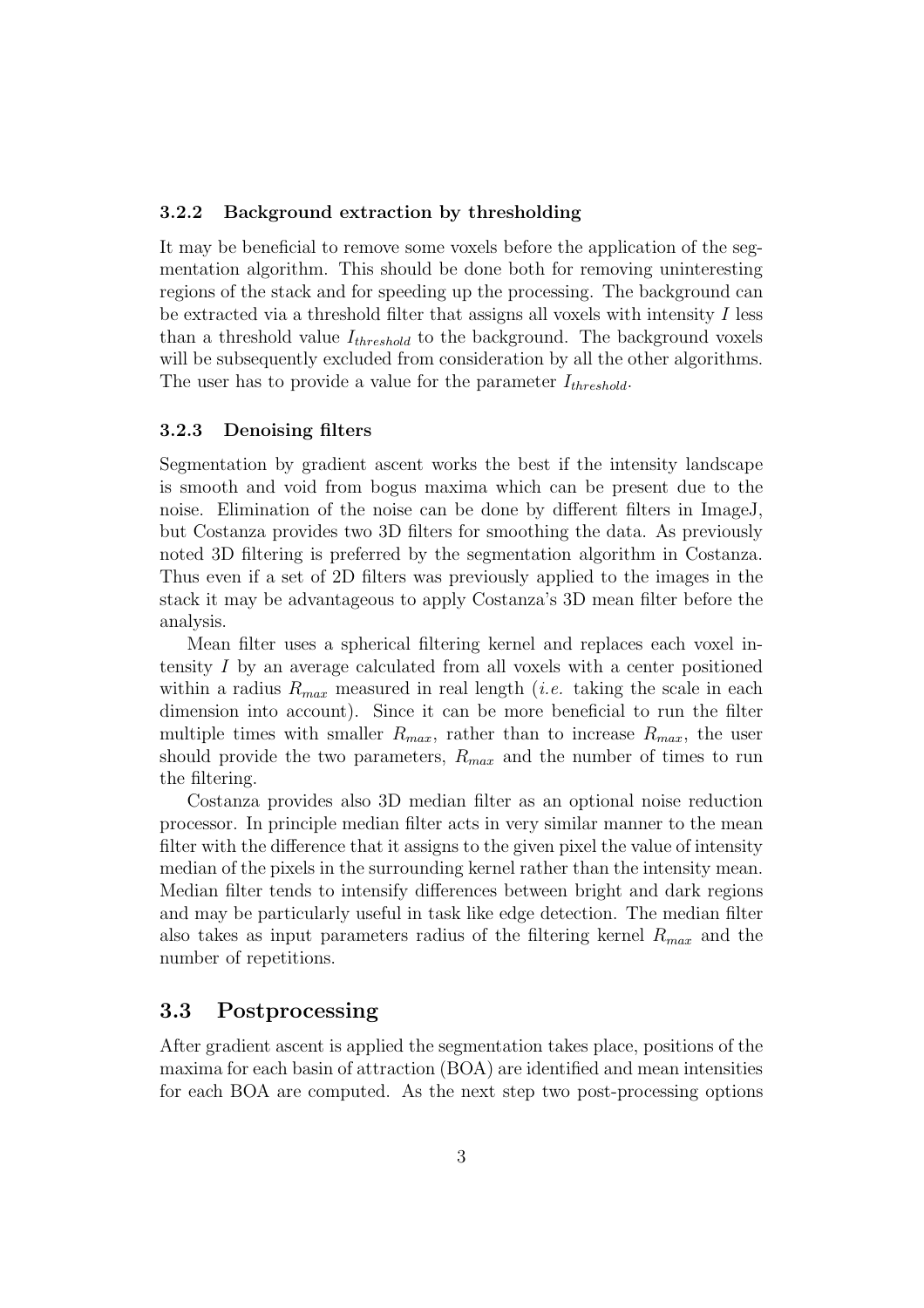#### 3.2.2 Background extraction by thresholding

It may be beneficial to remove some voxels before the application of the segmentation algorithm. This should be done both for removing uninteresting regions of the stack and for speeding up the processing. The background can be extracted via a threshold filter that assigns all voxels with intensity $I$ less than a threshold value $I_{threshold}$ to the background. The background voxels will be subsequently excluded from consideration by all the other algorithms. The user has to provide a value for the parameter $I_{threshold}$.

#### 3.2.3 Denoising filters

Segmentation by gradient ascent works the best if the intensity landscape is smooth and void from bogus maxima which can be present due to the noise. Elimination of the noise can be done by different filters in ImageJ, but Costanza provides two 3D filters for smoothing the data. As previously noted 3D filtering is preferred by the segmentation algorithm in Costanza. Thus even if a set of 2D filters was previously applied to the images in the stack it may be advantageous to apply Costanza's 3D mean filter before the analysis.

Mean filter uses a spherical filtering kernel and replaces each voxel intensity $I$ by an average calculated from all voxels with a center positioned within a radius $R_{max}$ measured in real length (*i.e.* taking the scale in each dimension into account). Since it can be more beneficial to run the filter multiple times with smaller $R_{max}$, rather than to increase $R_{max}$, the user should provide the two parameters, $R_{max}$ and the number of times to run the filtering.

Costanza provides also 3D median filter as an optional noise reduction processor. In principle median filter acts in very similar manner to the mean filter with the difference that it assigns to the given pixel the value of intensity median of the pixels in the surrounding kernel rather than the intensity mean. Median filter tends to intensify differences between bright and dark regions and may be particularly useful in task like edge detection. The median filter also takes as input parameters radius of the filtering kernel $R_{max}$ and the number of repetitions.

### 3.3 Postprocessing

After gradient ascent is applied the segmentation takes place, positions of the maxima for each basin of attraction (BOA) are identified and mean intensities for each BOA are computed. As the next step two post-processing options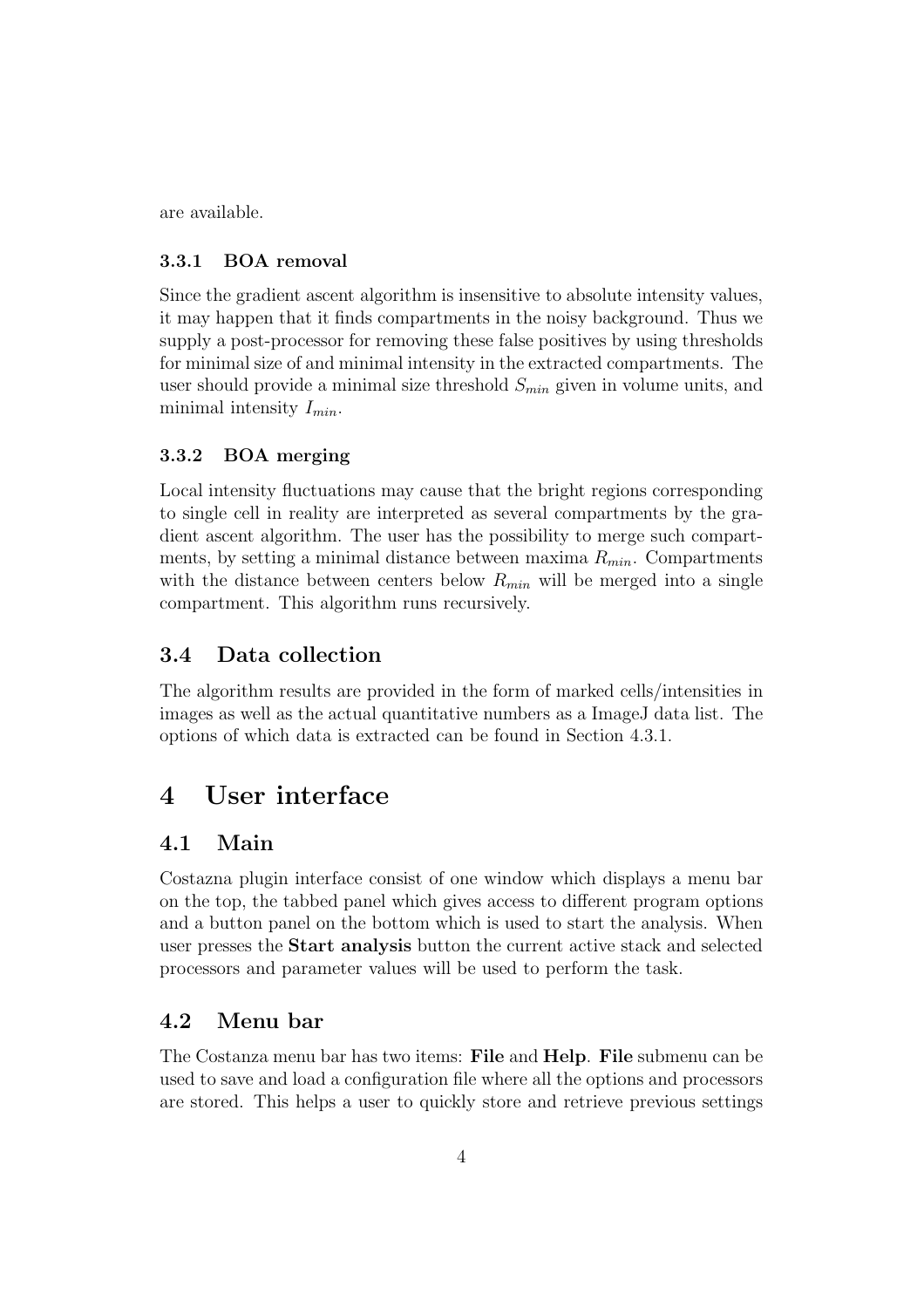are available.

### 3.3.1 BOA removal

Since the gradient ascent algorithm is insensitive to absolute intensity values, it may happen that it finds compartments in the noisy background. Thus we supply a post-processor for removing these false positives by using thresholds for minimal size of and minimal intensity in the extracted compartments. The user should provide a minimal size threshold $S_{min}$ given in volume units, and minimal intensity $I_{min}$.

### 3.3.2 BOA merging

Local intensity fluctuations may cause that the bright regions corresponding to single cell in reality are interpreted as several compartments by the gradient ascent algorithm. The user has the possibility to merge such compartments, by setting a minimal distance between maxima $R_{min}$. Compartments with the distance between centers below $R_{min}$ will be merged into a single compartment. This algorithm runs recursively.

## 3.4 Data collection

The algorithm results are provided in the form of marked cells/intensities in images as well as the actual quantitative numbers as a ImageJ data list. The options of which data is extracted can be found in Section 4.3.1.

# 4 User interface

## 4.1 Main

Costazna plugin interface consist of one window which displays a menu bar on the top, the tabbed panel which gives access to different program options and a button panel on the bottom which is used to start the analysis. When user presses the **Start analysis** button the current active stack and selected processors and parameter values will be used to perform the task.

## 4.2 Menu bar

The Costanza menu bar has two items: **File** and **Help**. **File** submenu can be used to save and load a configuration file where all the options and processors are stored. This helps a user to quickly store and retrieve previous settings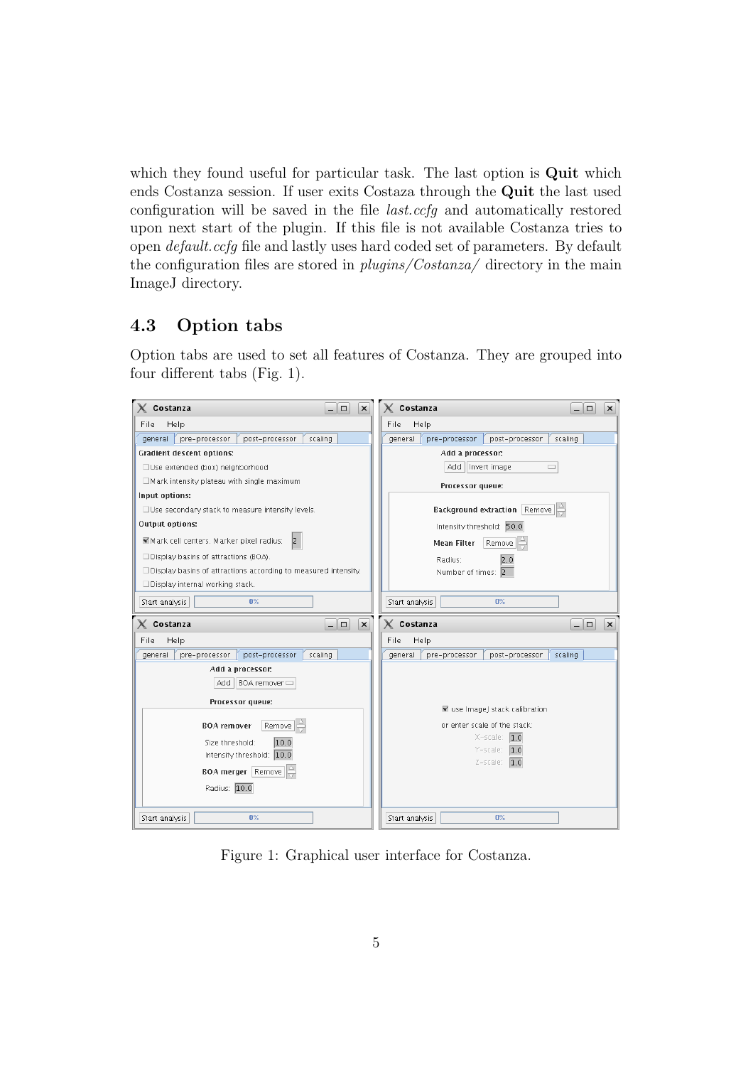which they found useful for particular task. The last option is **Quit** which ends Costanza session. If user exits Costaza through the **Quit** the last used configuration will be saved in the file *last.ccfg* and automatically restored upon next start of the plugin. If this file is not available Costanza tries to open *default.ccfg* file and lastly uses hard coded set of parameters. By default the configuration files are stored in *plugins/Costanza/* directory in the main ImageJ directory.

## 4.3 Option tabs

Option tabs are used to set all features of Costanza. They are grouped into four different tabs (Fig. 1).

Figure 1: Graphical user interface for Costanza.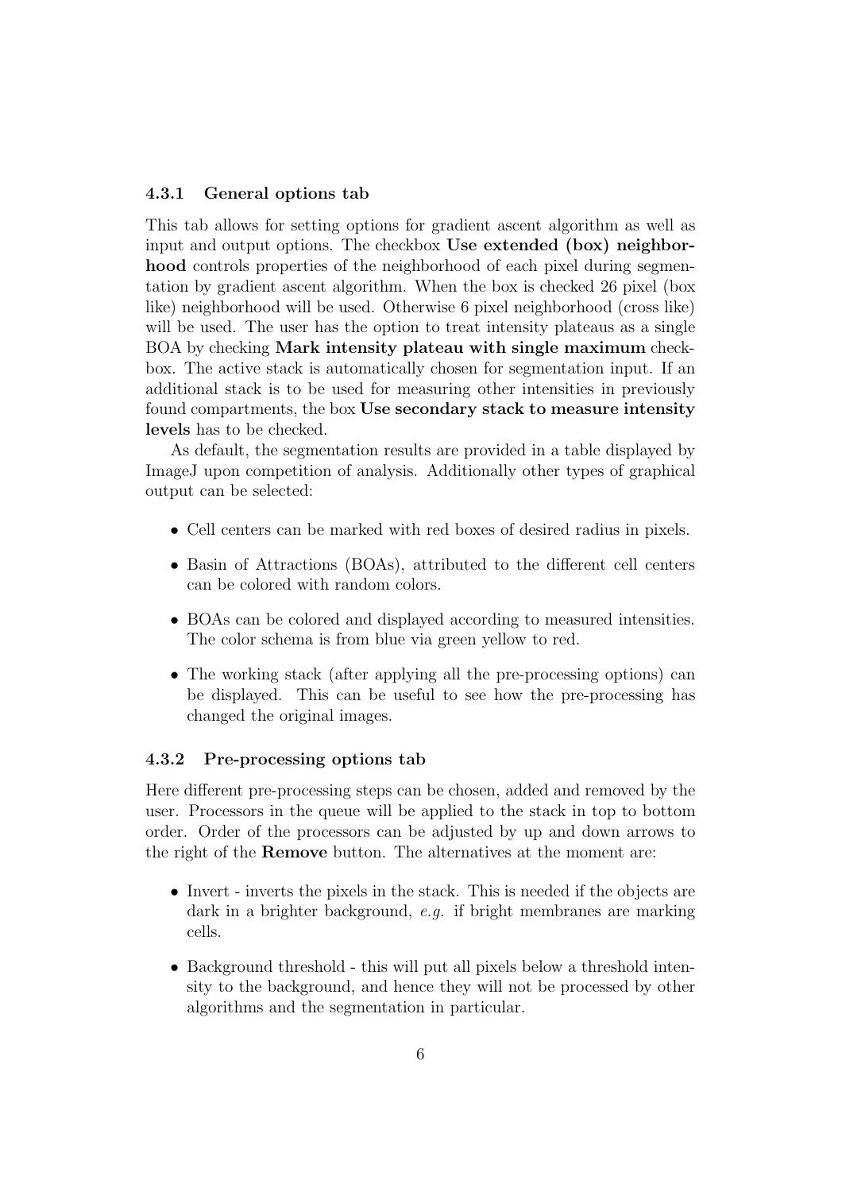### 4.3.1 General options tab

This tab allows for setting options for gradient ascent algorithm as well as input and output options. The checkbox **Use extended (box) neighborhood** controls properties of the neighborhood of each pixel during segmentation by gradient ascent algorithm. When the box is checked 26 pixel (box like) neighborhood will be used. Otherwise 6 pixel neighborhood (cross like) will be used. The user has the option to treat intensity plateaus as a single BOA by checking **Mark intensity plateau with single maximum** checkbox. The active stack is automatically chosen for segmentation input. If an additional stack is to be used for measuring other intensities in previously found compartments, the box **Use secondary stack to measure intensity levels** has to be checked.

As default, the segmentation results are provided in a table displayed by ImageJ upon competition of analysis. Additionally other types of graphical output can be selected:

- Cell centers can be marked with red boxes of desired radius in pixels.
- Basin of Attractions (BOAs), attributed to the different cell centers can be colored with random colors.
- BOAs can be colored and displayed according to measured intensities. The color schema is from blue via green yellow to red.
- The working stack (after applying all the pre-processing options) can be displayed. This can be useful to see how the pre-processing has changed the original images.

### 4.3.2 Pre-processing options tab

Here different pre-processing steps can be chosen, added and removed by the user. Processors in the queue will be applied to the stack in top to bottom order. Order of the processors can be adjusted by up and down arrows to the right of the **Remove** button. The alternatives at the moment are:

- Invert - inverts the pixels in the stack. This is needed if the objects are dark in a brighter background, *e.g.* if bright membranes are marking cells.
- Background threshold - this will put all pixels below a threshold intensity to the background, and hence they will not be processed by other algorithms and the segmentation in particular.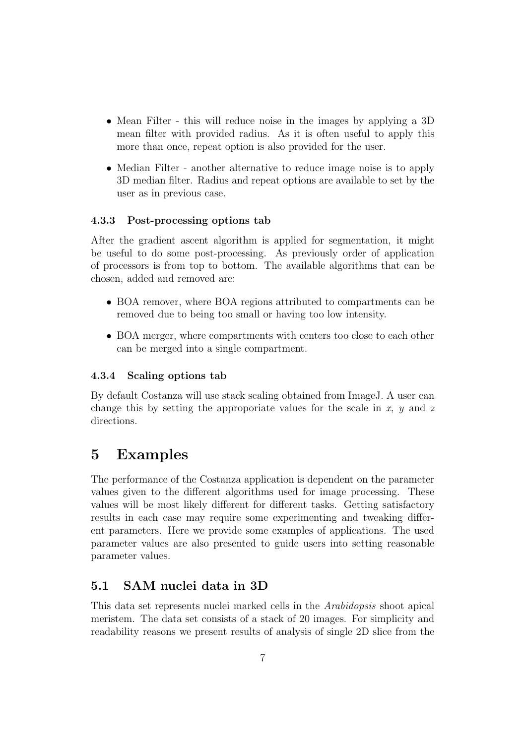- Mean Filter - this will reduce noise in the images by applying a 3D mean filter with provided radius. As it is often useful to apply this more than once, repeat option is also provided for the user.
- Median Filter - another alternative to reduce image noise is to apply 3D median filter. Radius and repeat options are available to set by the user as in previous case.

### 4.3.3 Post-processing options tab

After the gradient ascent algorithm is applied for segmentation, it might be useful to do some post-processing. As previously order of application of processors is from top to bottom. The available algorithms that can be chosen, added and removed are:

- BOA remover, where BOA regions attributed to compartments can be removed due to being too small or having too low intensity.
- BOA merger, where compartments with centers too close to each other can be merged into a single compartment.

### 4.3.4 Scaling options tab

By default Costanza will use stack scaling obtained from ImageJ. A user can change this by setting the approporiate values for the scale in $x$, $y$ and $z$ directions.

# 5 Examples

The performance of the Costanza application is dependent on the parameter values given to the different algorithms used for image processing. These values will be most likely different for different tasks. Getting satisfactory results in each case may require some experimenting and tweaking different parameters. Here we provide some examples of applications. The used parameter values are also presented to guide users into setting reasonable parameter values.

## 5.1 SAM nuclei data in 3D

This data set represents nuclei marked cells in the *Arabidopsis* shoot apical meristem. The data set consists of a stack of 20 images. For simplicity and readability reasons we present results of analysis of single 2D slice from the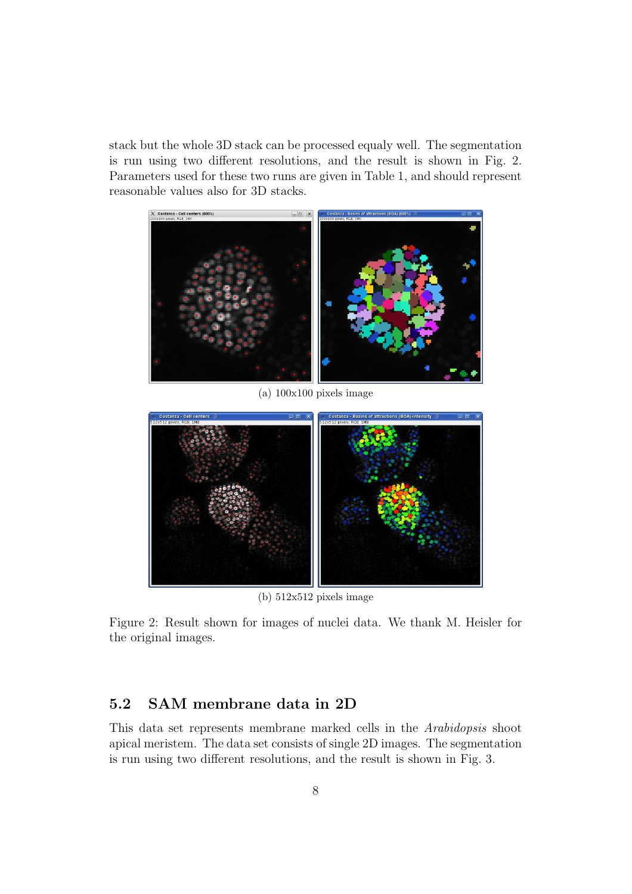stack but the whole 3D stack can be processed equaly well. The segmentation is run using two different resolutions, and the result is shown in Fig. 2. Parameters used for these two runs are given in Table 1, and should represent reasonable values also for 3D stacks.

(a) 100x100 pixels image

(b) 512x512 pixels image

Figure 2: Result shown for images of nuclei data. We thank M. Heisler for the original images.

## 5.2 SAM membrane data in 2D

This data set represents membrane marked cells in the *Arabidopsis* shoot apical meristem. The data set consists of single 2D images. The segmentation is run using two different resolutions, and the result is shown in Fig. 3.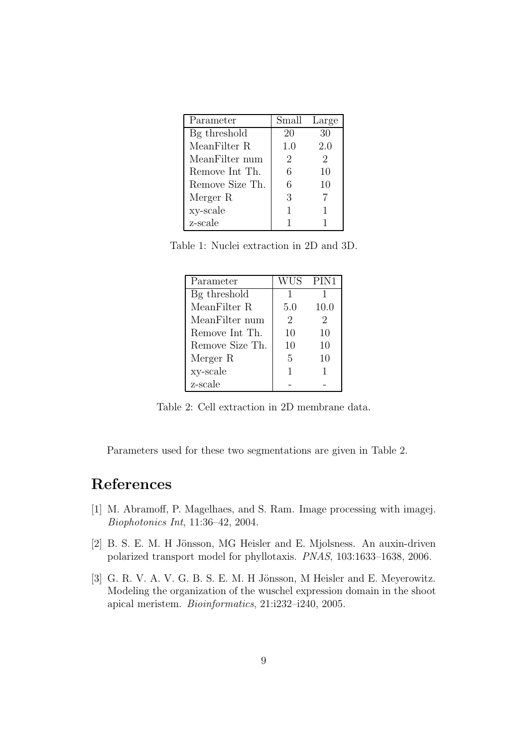| Parameter | Small | Large |
|---|---|---|
| Bg threshold | 20 | 30 |
| MeanFilter R | 1.0 | 2.0 |
| MeanFilter num | 2 | 2 |
| Remove Int Th. | 6 | 10 |
| Remove Size Th. | 6 | 10 |
| Merger R | 3 | 7 |
| xy-scale | 1 | 1 |
| z-scale | 1 | 1 |

Table 1: Nuclei extraction in 2D and 3D.

| Parameter | WUS | PIN1 |
|---|---|---|
| Bg threshold | 1 | 1 |
| MeanFilter R | 5.0 | 10.0 |
| MeanFilter num | 2 | 2 |
| Remove Int Th. | 10 | 10 |
| Remove Size Th. | 10 | 10 |
| Merger R | 5 | 10 |
| xy-scale | 1 | 1 |
| z-scale | - | - |

Table 2: Cell extraction in 2D membrane data.

Parameters used for these two segmentations are given in Table 2.

# References

[1] M. Abramoff, P. Magelhaes, and S. Ram. Image processing with imagej. *Biophotonics Int*, 11:36–42, 2004.

[2] B. S. E. M. H Jönsson, MG Heisler and E. Mjolsness. An auxin-driven polarized transport model for phyllotaxis. *PNAS*, 103:1633–1638, 2006.

[3] G. R. V. A. V. G. B. S. E. M. H Jönsson, M Heisler and E. Meyerowitz. Modeling the organization of the wuschel expression domain in the shoot apical meristem. *Bioinformatics*, 21:i232–i240, 2005.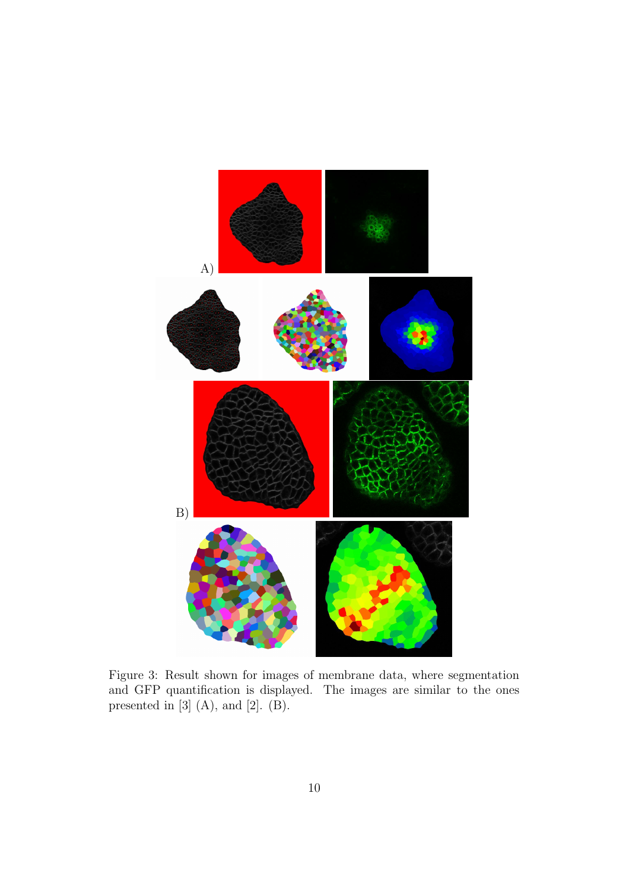A)

B)

Figure 3: Result shown for images of membrane data, where segmentation and GFP quantification is displayed. The images are similar to the ones presented in [3] (A), and [2]. (B).